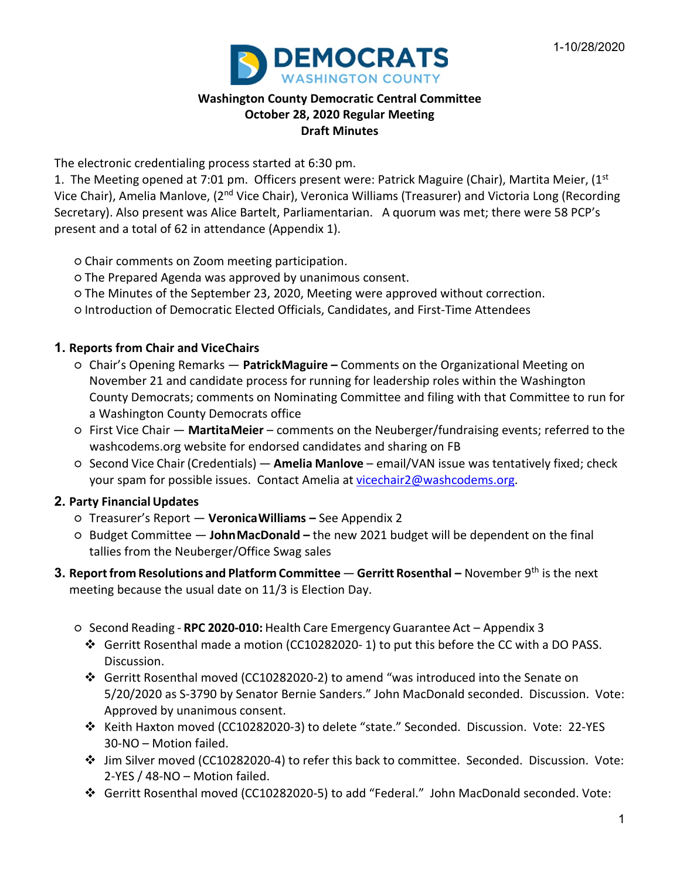1-10/28/2020

**DEMOCRATS**
WASHINGTON COUNTY

**Washington County Democratic Central Committee**
**October 28, 2020 Regular Meeting**
**Draft Minutes**

The electronic credentialing process started at 6:30 pm.

1. The Meeting opened at 7:01 pm. Officers present were: Patrick Maguire (Chair), Martita Meier, (1st Vice Chair), Amelia Manlove, (2nd Vice Chair), Veronica Williams (Treasurer) and Victoria Long (Recording Secretary). Also present was Alice Bartelt, Parliamentarian. A quorum was met; there were 58 PCP's present and a total of 62 in attendance (Appendix 1).

- Chair comments on Zoom meeting participation.
- The Prepared Agenda was approved by unanimous consent.
- The Minutes of the September 23, 2020, Meeting were approved without correction.
- Introduction of Democratic Elected Officials, Candidates, and First-Time Attendees

## 1. Reports from Chair and ViceChairs

- Chair's Opening Remarks — **PatrickMaguire –** Comments on the Organizational Meeting on November 21 and candidate process for running for leadership roles within the Washington County Democrats; comments on Nominating Committee and filing with that Committee to run for a Washington County Democrats office
- First Vice Chair — **MartitaMeier** – comments on the Neuberger/fundraising events; referred to the washcodems.org website for endorsed candidates and sharing on FB
- Second Vice Chair (Credentials) — **Amelia Manlove** – email/VAN issue was tentatively fixed; check your spam for possible issues. Contact Amelia at vicechair2@washcodems.org.

## 2. Party Financial Updates

- Treasurer's Report — **VeronicaWilliams –** See Appendix 2
- Budget Committee — **JohnMacDonald –** the new 2021 budget will be dependent on the final tallies from the Neuberger/Office Swag sales

## 3. Report from Resolutions and Platform Committee — Gerritt Rosenthal – November 9th is the next meeting because the usual date on 11/3 is Election Day.

- Second Reading - **RPC 2020-010:** Health Care Emergency Guarantee Act – Appendix 3
  - Gerritt Rosenthal made a motion (CC10282020- 1) to put this before the CC with a DO PASS. Discussion.
  - Gerritt Rosenthal moved (CC10282020-2) to amend "was introduced into the Senate on 5/20/2020 as S-3790 by Senator Bernie Sanders." John MacDonald seconded. Discussion. Vote: Approved by unanimous consent.
  - Keith Haxton moved (CC10282020-3) to delete "state." Seconded. Discussion. Vote: 22-YES 30-NO – Motion failed.
  - Jim Silver moved (CC10282020-4) to refer this back to committee. Seconded. Discussion. Vote: 2-YES / 48-NO – Motion failed.
  - Gerritt Rosenthal moved (CC10282020-5) to add "Federal." John MacDonald seconded. Vote: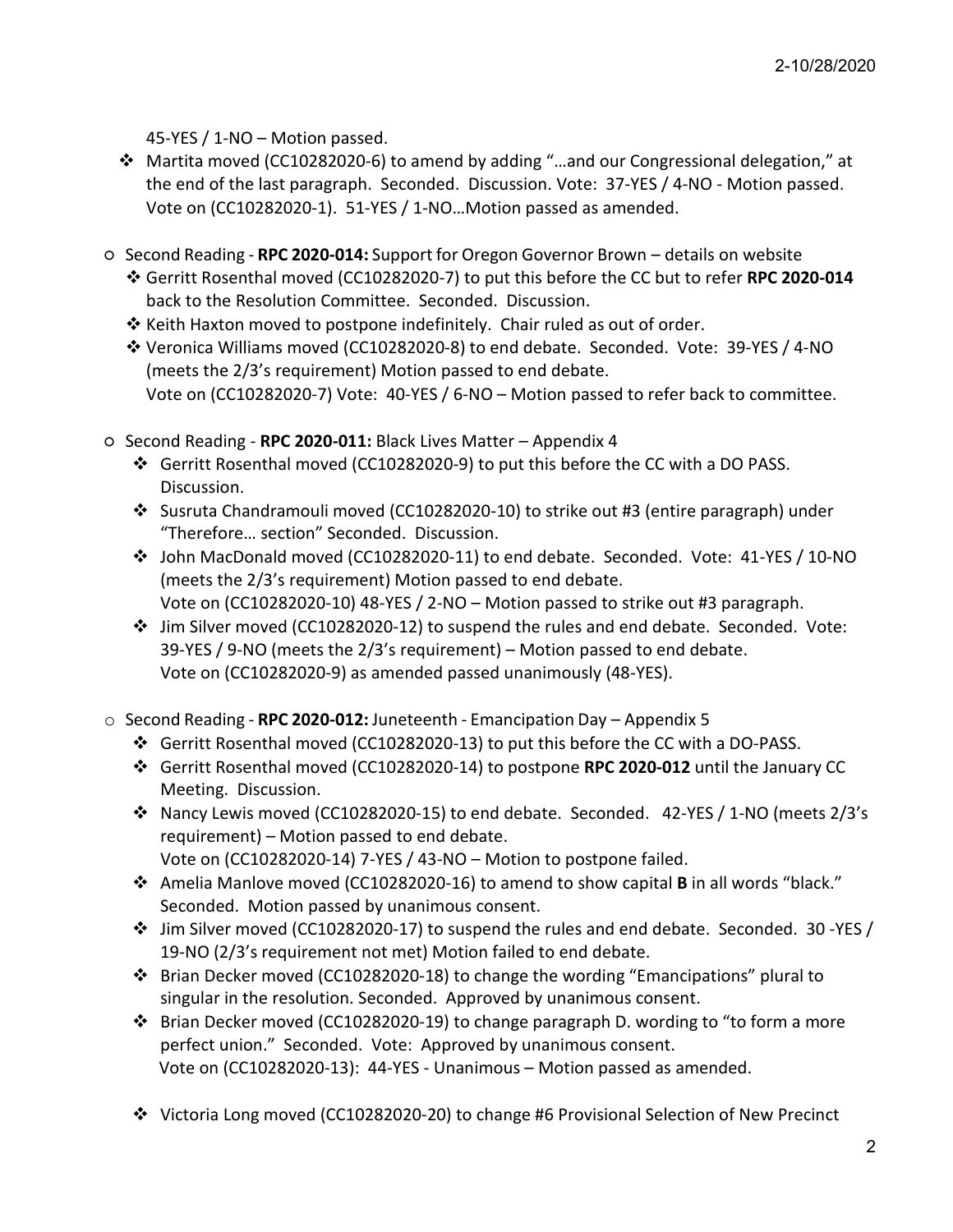45-YES / 1-NO – Motion passed.

- ❖ Martita moved (CC10282020-6) to amend by adding "…and our Congressional delegation," at the end of the last paragraph. Seconded. Discussion. Vote: 37-YES / 4-NO - Motion passed. Vote on (CC10282020-1). 51-YES / 1-NO…Motion passed as amended.

- Second Reading - **RPC 2020-014:** Support for Oregon Governor Brown – details on website
  - ❖ Gerritt Rosenthal moved (CC10282020-7) to put this before the CC but to refer **RPC 2020-014** back to the Resolution Committee. Seconded. Discussion.
  - ❖ Keith Haxton moved to postpone indefinitely. Chair ruled as out of order.
  - ❖ Veronica Williams moved (CC10282020-8) to end debate. Seconded. Vote: 39-YES / 4-NO (meets the 2/3's requirement) Motion passed to end debate.
    Vote on (CC10282020-7) Vote: 40-YES / 6-NO – Motion passed to refer back to committee.

- Second Reading - **RPC 2020-011:** Black Lives Matter – Appendix 4
  - ❖ Gerritt Rosenthal moved (CC10282020-9) to put this before the CC with a DO PASS. Discussion.
  - ❖ Susruta Chandramouli moved (CC10282020-10) to strike out #3 (entire paragraph) under "Therefore… section" Seconded. Discussion.
  - ❖ John MacDonald moved (CC10282020-11) to end debate. Seconded. Vote: 41-YES / 10-NO (meets the 2/3's requirement) Motion passed to end debate.
    Vote on (CC10282020-10) 48-YES / 2-NO – Motion passed to strike out #3 paragraph.
  - ❖ Jim Silver moved (CC10282020-12) to suspend the rules and end debate. Seconded. Vote: 39-YES / 9-NO (meets the 2/3's requirement) – Motion passed to end debate.
    Vote on (CC10282020-9) as amended passed unanimously (48-YES).

- Second Reading - **RPC 2020-012:** Juneteenth - Emancipation Day – Appendix 5
  - ❖ Gerritt Rosenthal moved (CC10282020-13) to put this before the CC with a DO-PASS.
  - ❖ Gerritt Rosenthal moved (CC10282020-14) to postpone **RPC 2020-012** until the January CC Meeting. Discussion.
  - ❖ Nancy Lewis moved (CC10282020-15) to end debate. Seconded. 42-YES / 1-NO (meets 2/3's requirement) – Motion passed to end debate.
    Vote on (CC10282020-14) 7-YES / 43-NO – Motion to postpone failed.
  - ❖ Amelia Manlove moved (CC10282020-16) to amend to show capital **B** in all words "black." Seconded. Motion passed by unanimous consent.
  - ❖ Jim Silver moved (CC10282020-17) to suspend the rules and end debate. Seconded. 30 -YES / 19-NO (2/3's requirement not met) Motion failed to end debate.
  - ❖ Brian Decker moved (CC10282020-18) to change the wording "Emancipations" plural to singular in the resolution. Seconded. Approved by unanimous consent.
  - ❖ Brian Decker moved (CC10282020-19) to change paragraph D. wording to "to form a more perfect union." Seconded. Vote: Approved by unanimous consent.
    Vote on (CC10282020-13): 44-YES - Unanimous – Motion passed as amended.

  - ❖ Victoria Long moved (CC10282020-20) to change #6 Provisional Selection of New Precinct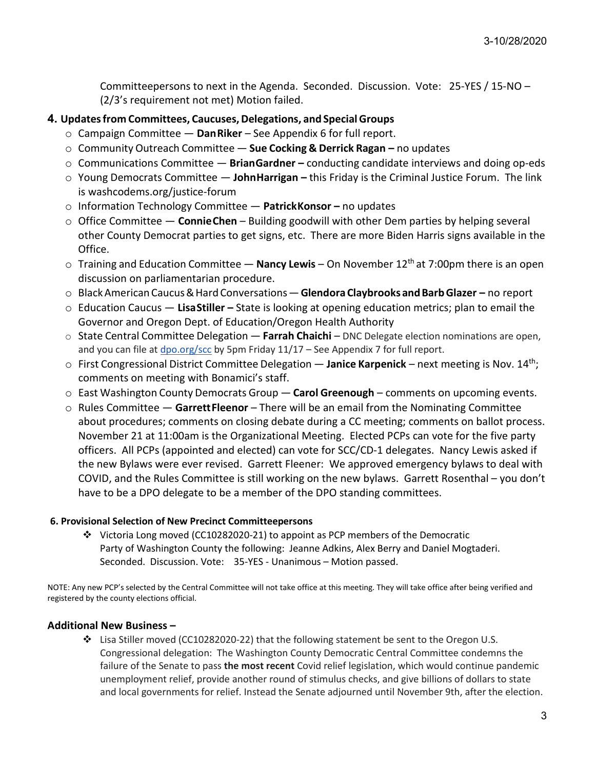Committeepersons to next in the Agenda. Seconded. Discussion. Vote: 25-YES / 15-NO – (2/3's requirement not met) Motion failed.

## 4. Updates from Committees, Caucuses, Delegations, and Special Groups

- Campaign Committee — **Dan Riker** – See Appendix 6 for full report.
- Community Outreach Committee — **Sue Cocking & Derrick Ragan –** no updates
- Communications Committee — **Brian Gardner –** conducting candidate interviews and doing op-eds
- Young Democrats Committee — **John Harrigan –** this Friday is the Criminal Justice Forum. The link is washcodems.org/justice-forum
- Information Technology Committee — **Patrick Konsor –** no updates
- Office Committee — **Connie Chen** – Building goodwill with other Dem parties by helping several other County Democrat parties to get signs, etc. There are more Biden Harris signs available in the Office.
- Training and Education Committee — **Nancy Lewis** – On November 12th at 7:00pm there is an open discussion on parliamentarian procedure.
- Black American Caucus & Hard Conversations — **Glendora Claybrooks and Barb Glazer –** no report
- Education Caucus — **Lisa Stiller –** State is looking at opening education metrics; plan to email the Governor and Oregon Dept. of Education/Oregon Health Authority
- State Central Committee Delegation — **Farrah Chaichi** – DNC Delegate election nominations are open, and you can file at dpo.org/scc by 5pm Friday 11/17 – See Appendix 7 for full report.
- First Congressional District Committee Delegation — **Janice Karpenick** – next meeting is Nov. 14th; comments on meeting with Bonamici's staff.
- East Washington County Democrats Group — **Carol Greenough** – comments on upcoming events.
- Rules Committee — **Garrett Fleenor** – There will be an email from the Nominating Committee about procedures; comments on closing debate during a CC meeting; comments on ballot process. November 21 at 11:00am is the Organizational Meeting. Elected PCPs can vote for the five party officers. All PCPs (appointed and elected) can vote for SCC/CD-1 delegates. Nancy Lewis asked if the new Bylaws were ever revised. Garrett Fleener: We approved emergency bylaws to deal with COVID, and the Rules Committee is still working on the new bylaws. Garrett Rosenthal – you don't have to be a DPO delegate to be a member of the DPO standing committees.

### 6. Provisional Selection of New Precinct Committeepersons

- Victoria Long moved (CC10282020-21) to appoint as PCP members of the Democratic Party of Washington County the following: Jeanne Adkins, Alex Berry and Daniel Mogtaderi. Seconded. Discussion. Vote: 35-YES - Unanimous – Motion passed.

NOTE: Any new PCP's selected by the Central Committee will not take office at this meeting. They will take office after being verified and registered by the county elections official.

### Additional New Business –

- Lisa Stiller moved (CC10282020-22) that the following statement be sent to the Oregon U.S. Congressional delegation: The Washington County Democratic Central Committee condemns the failure of the Senate to pass **the most recent** Covid relief legislation, which would continue pandemic unemployment relief, provide another round of stimulus checks, and give billions of dollars to state and local governments for relief. Instead the Senate adjourned until November 9th, after the election.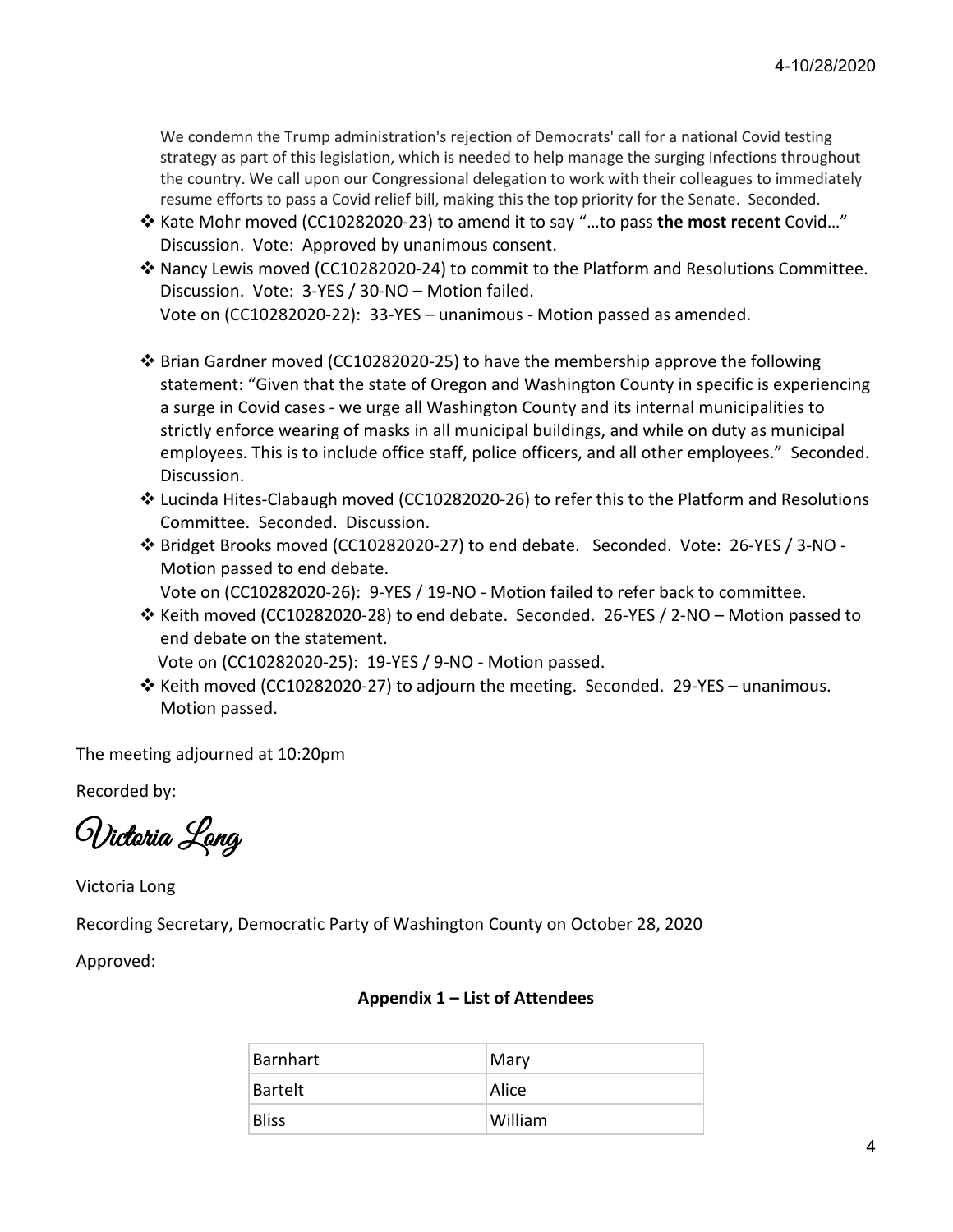We condemn the Trump administration's rejection of Democrats' call for a national Covid testing strategy as part of this legislation, which is needed to help manage the surging infections throughout the country. We call upon our Congressional delegation to work with their colleagues to immediately resume efforts to pass a Covid relief bill, making this the top priority for the Senate. Seconded.

- ❖ Kate Mohr moved (CC10282020-23) to amend it to say "…to pass **the most recent** Covid…" Discussion. Vote: Approved by unanimous consent.
- ❖ Nancy Lewis moved (CC10282020-24) to commit to the Platform and Resolutions Committee. Discussion. Vote: 3-YES / 30-NO – Motion failed.
  Vote on (CC10282020-22): 33-YES – unanimous - Motion passed as amended.

- ❖ Brian Gardner moved (CC10282020-25) to have the membership approve the following statement: "Given that the state of Oregon and Washington County in specific is experiencing a surge in Covid cases - we urge all Washington County and its internal municipalities to strictly enforce wearing of masks in all municipal buildings, and while on duty as municipal employees. This is to include office staff, police officers, and all other employees." Seconded. Discussion.
- ❖ Lucinda Hites-Clabaugh moved (CC10282020-26) to refer this to the Platform and Resolutions Committee. Seconded. Discussion.
- ❖ Bridget Brooks moved (CC10282020-27) to end debate. Seconded. Vote: 26-YES / 3-NO - Motion passed to end debate.
  Vote on (CC10282020-26): 9-YES / 19-NO - Motion failed to refer back to committee.
- ❖ Keith moved (CC10282020-28) to end debate. Seconded. 26-YES / 2-NO – Motion passed to end debate on the statement.
  Vote on (CC10282020-25): 19-YES / 9-NO - Motion passed.
- ❖ Keith moved (CC10282020-27) to adjourn the meeting. Seconded. 29-YES – unanimous. Motion passed.

The meeting adjourned at 10:20pm

Recorded by:

*Victoria Long*

Victoria Long

Recording Secretary, Democratic Party of Washington County on October 28, 2020

Approved:

**Appendix 1 – List of Attendees**

| | |
|---|---|
| Barnhart | Mary |
| Bartelt | Alice |
| Bliss | William |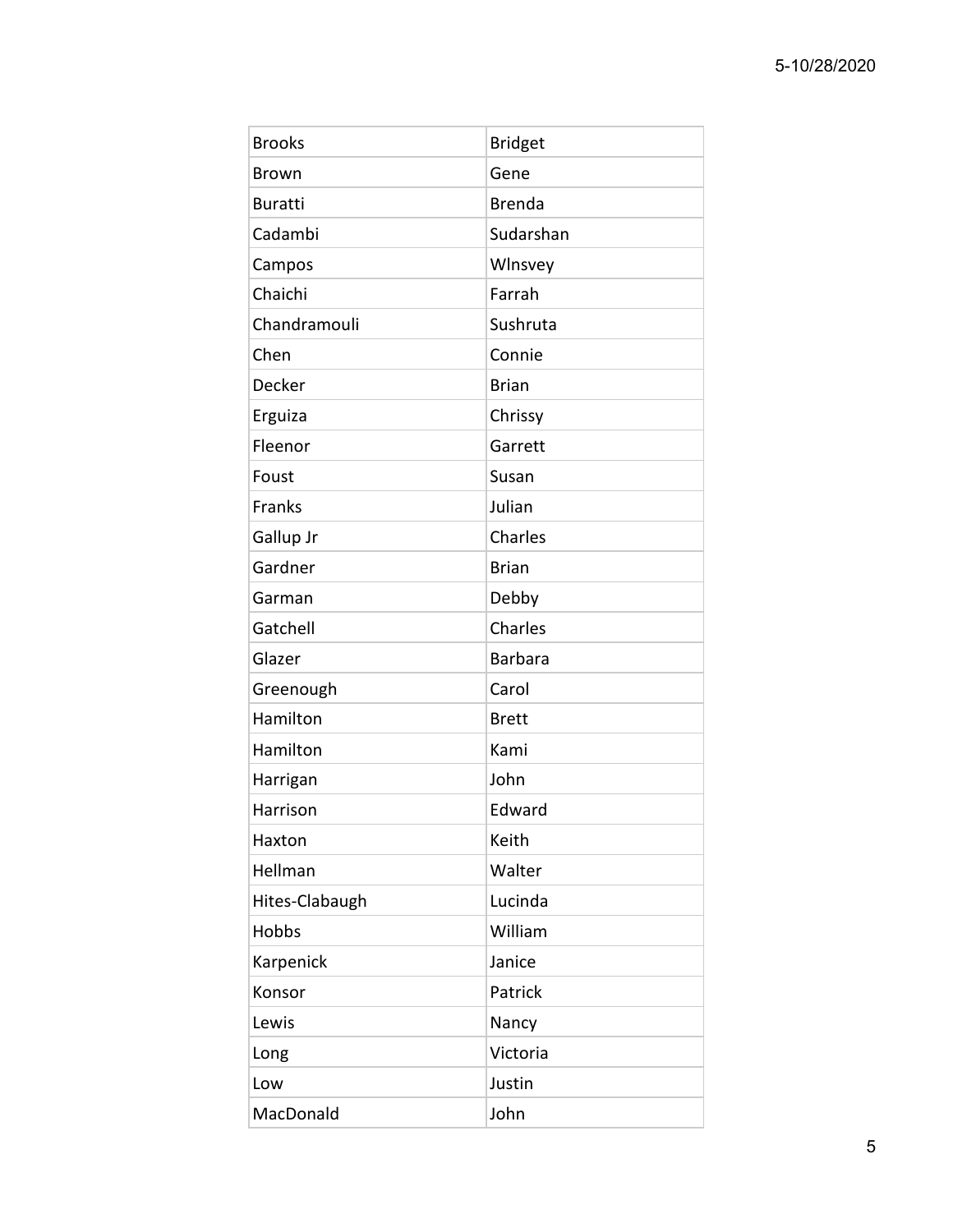| Brooks | Bridget |
|---|---|
| Brown | Gene |
| Buratti | Brenda |
| Cadambi | Sudarshan |
| Campos | Wlnsvey |
| Chaichi | Farrah |
| Chandramouli | Sushruta |
| Chen | Connie |
| Decker | Brian |
| Erguiza | Chrissy |
| Fleenor | Garrett |
| Foust | Susan |
| Franks | Julian |
| Gallup Jr | Charles |
| Gardner | Brian |
| Garman | Debby |
| Gatchell | Charles |
| Glazer | Barbara |
| Greenough | Carol |
| Hamilton | Brett |
| Hamilton | Kami |
| Harrigan | John |
| Harrison | Edward |
| Haxton | Keith |
| Hellman | Walter |
| Hites-Clabaugh | Lucinda |
| Hobbs | William |
| Karpenick | Janice |
| Konsor | Patrick |
| Lewis | Nancy |
| Long | Victoria |
| Low | Justin |
| MacDonald | John |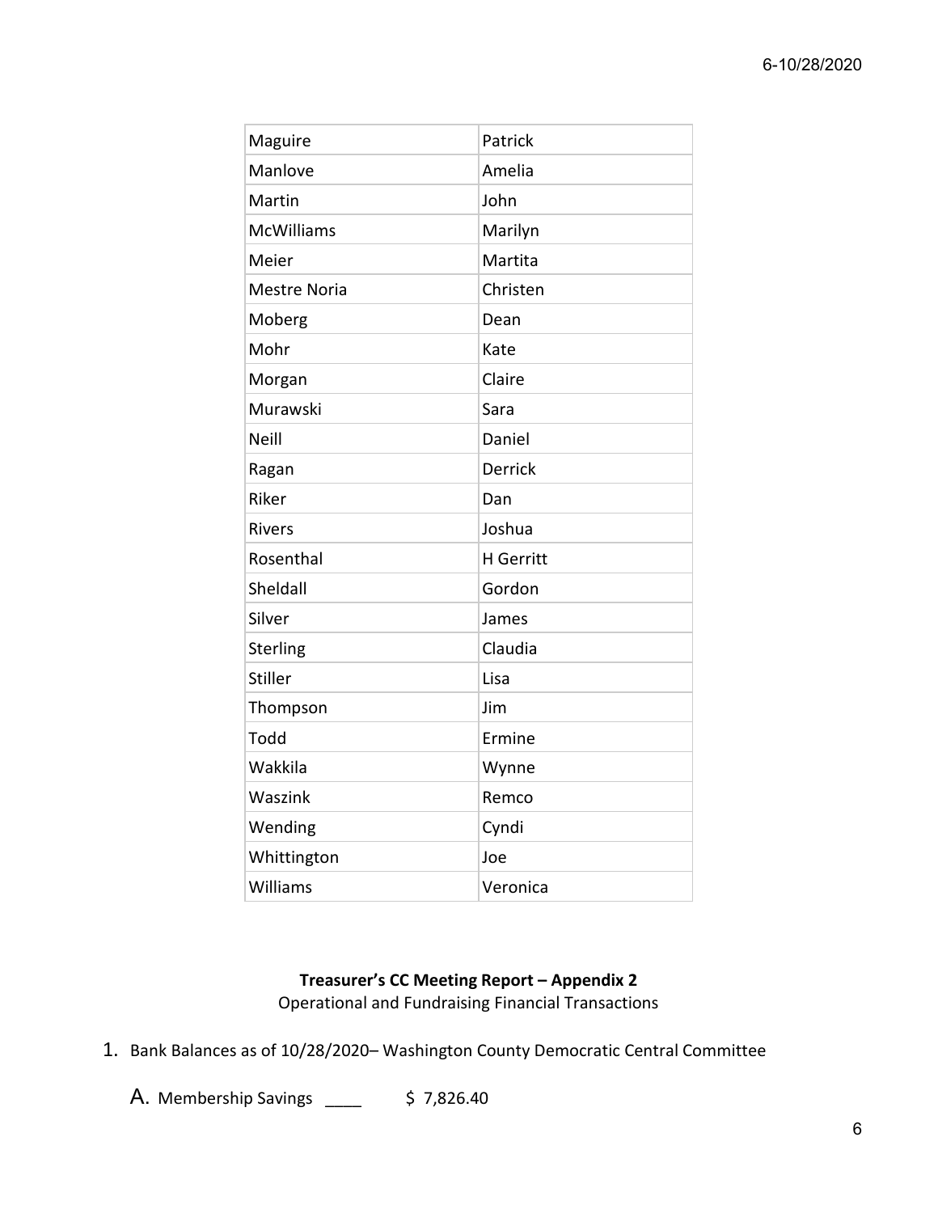| Maguire | Patrick |
| --- | --- |
| Manlove | Amelia |
| Martin | John |
| McWilliams | Marilyn |
| Meier | Martita |
| Mestre Noria | Christen |
| Moberg | Dean |
| Mohr | Kate |
| Morgan | Claire |
| Murawski | Sara |
| Neill | Daniel |
| Ragan | Derrick |
| Riker | Dan |
| Rivers | Joshua |
| Rosenthal | H Gerritt |
| Sheldall | Gordon |
| Silver | James |
| Sterling | Claudia |
| Stiller | Lisa |
| Thompson | Jim |
| Todd | Ermine |
| Wakkila | Wynne |
| Waszink | Remco |
| Wending | Cyndi |
| Whittington | Joe |
| Williams | Veronica |

**Treasurer's CC Meeting Report – Appendix 2**

Operational and Fundraising Financial Transactions

1. Bank Balances as of 10/28/2020– Washington County Democratic Central Committee

   A. Membership Savings ____ $ 7,826.40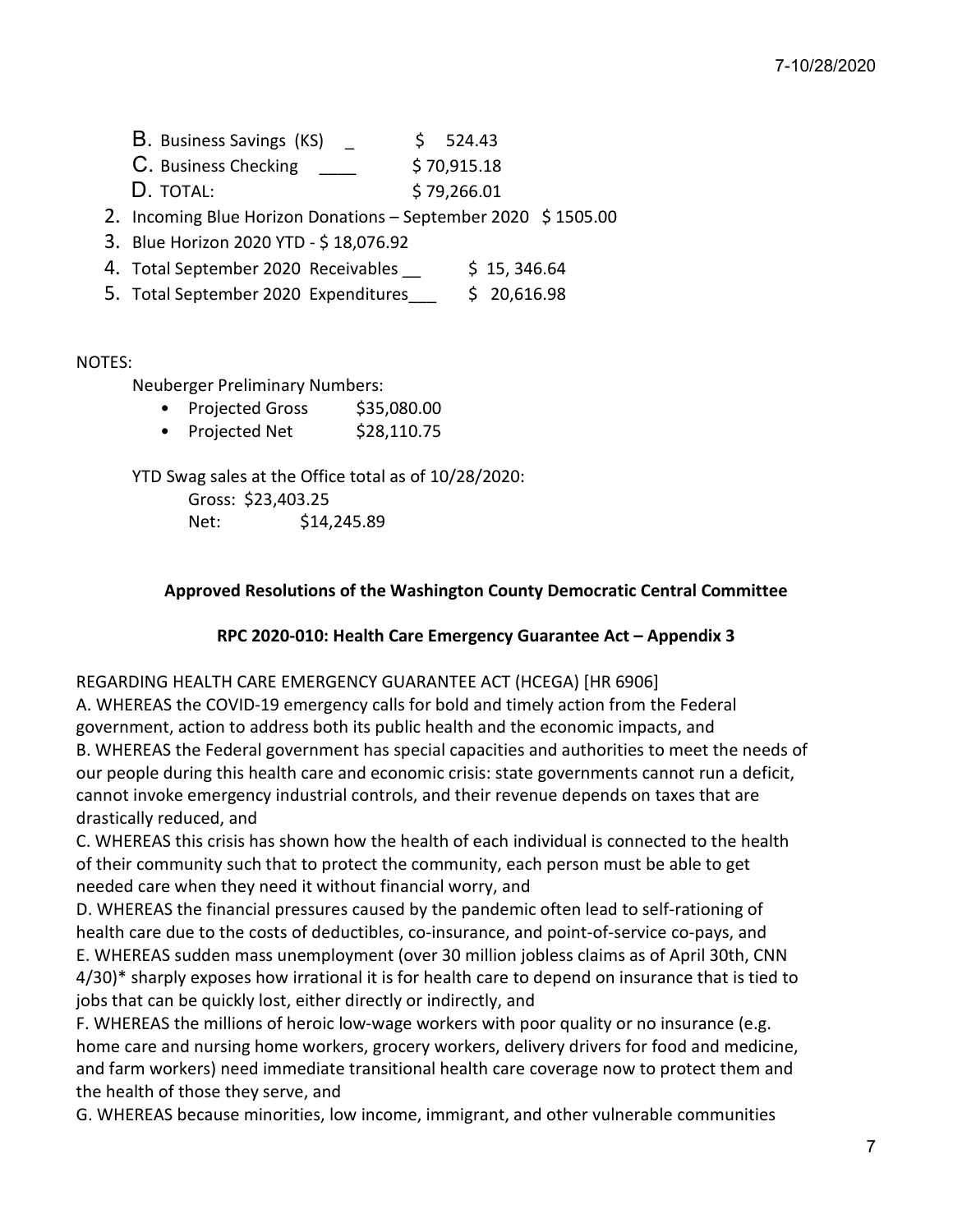B. Business Savings (KS) _ $ 524.43

C. Business Checking ____ $ 70,915.18

D. TOTAL: $ 79,266.01

2. Incoming Blue Horizon Donations – September 2020 $ 1505.00
3. Blue Horizon 2020 YTD - $ 18,076.92
4. Total September 2020 Receivables __ $ 15, 346.64
5. Total September 2020 Expenditures___ $ 20,616.98

NOTES:

Neuberger Preliminary Numbers:

- Projected Gross $35,080.00
- Projected Net $28,110.75

YTD Swag sales at the Office total as of 10/28/2020:

Gross: $23,403.25

Net: $14,245.89

**Approved Resolutions of the Washington County Democratic Central Committee**

**RPC 2020-010: Health Care Emergency Guarantee Act – Appendix 3**

REGARDING HEALTH CARE EMERGENCY GUARANTEE ACT (HCEGA) [HR 6906]

A. WHEREAS the COVID-19 emergency calls for bold and timely action from the Federal government, action to address both its public health and the economic impacts, and

B. WHEREAS the Federal government has special capacities and authorities to meet the needs of our people during this health care and economic crisis: state governments cannot run a deficit, cannot invoke emergency industrial controls, and their revenue depends on taxes that are drastically reduced, and

C. WHEREAS this crisis has shown how the health of each individual is connected to the health of their community such that to protect the community, each person must be able to get needed care when they need it without financial worry, and

D. WHEREAS the financial pressures caused by the pandemic often lead to self-rationing of health care due to the costs of deductibles, co-insurance, and point-of-service co-pays, and

E. WHEREAS sudden mass unemployment (over 30 million jobless claims as of April 30th, CNN 4/30)* sharply exposes how irrational it is for health care to depend on insurance that is tied to jobs that can be quickly lost, either directly or indirectly, and

F. WHEREAS the millions of heroic low-wage workers with poor quality or no insurance (e.g. home care and nursing home workers, grocery workers, delivery drivers for food and medicine, and farm workers) need immediate transitional health care coverage now to protect them and the health of those they serve, and

G. WHEREAS because minorities, low income, immigrant, and other vulnerable communities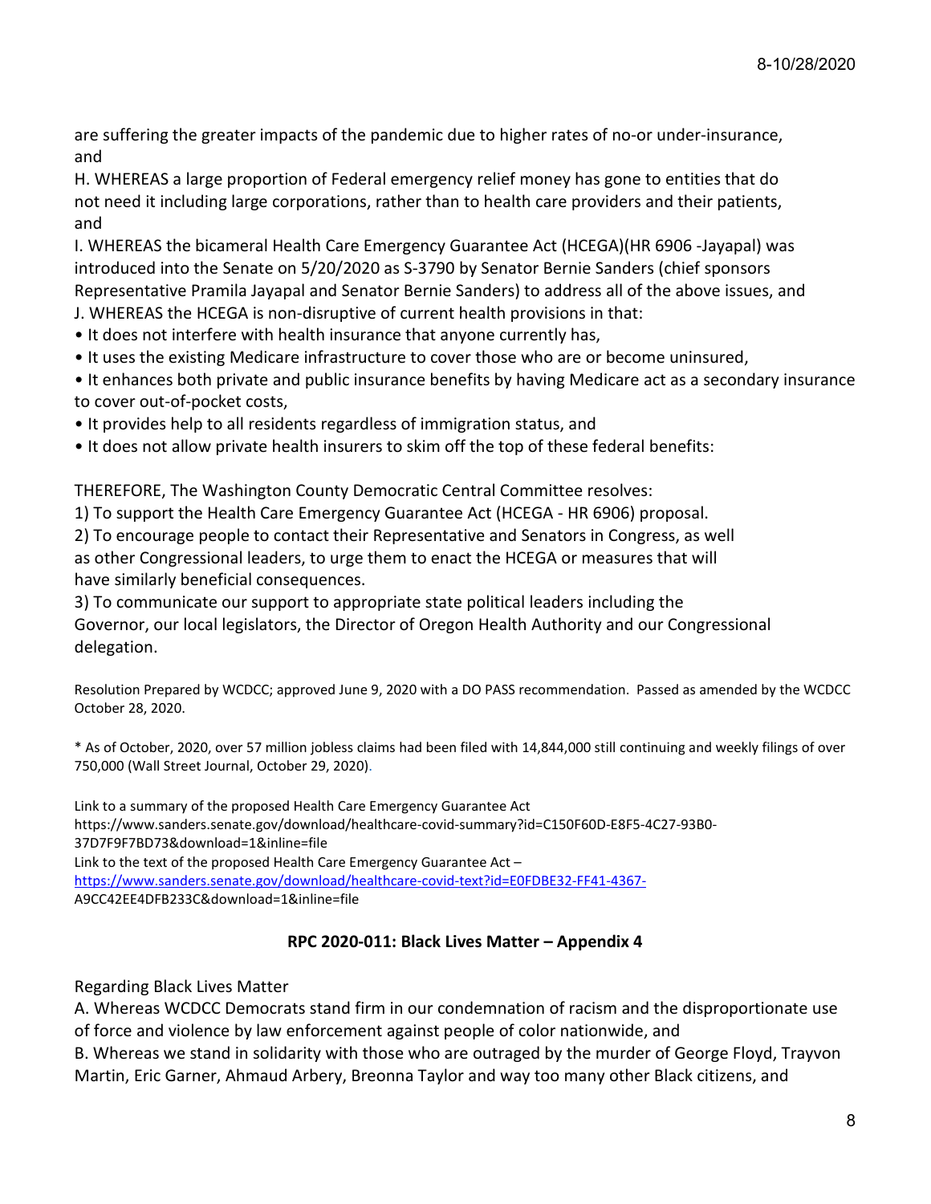are suffering the greater impacts of the pandemic due to higher rates of no-or under-insurance, and

H. WHEREAS a large proportion of Federal emergency relief money has gone to entities that do not need it including large corporations, rather than to health care providers and their patients, and

I. WHEREAS the bicameral Health Care Emergency Guarantee Act (HCEGA)(HR 6906 -Jayapal) was introduced into the Senate on 5/20/2020 as S-3790 by Senator Bernie Sanders (chief sponsors Representative Pramila Jayapal and Senator Bernie Sanders) to address all of the above issues, and

J. WHEREAS the HCEGA is non-disruptive of current health provisions in that:

- It does not interfere with health insurance that anyone currently has,
- It uses the existing Medicare infrastructure to cover those who are or become uninsured,
- It enhances both private and public insurance benefits by having Medicare act as a secondary insurance to cover out-of-pocket costs,
- It provides help to all residents regardless of immigration status, and
- It does not allow private health insurers to skim off the top of these federal benefits:

THEREFORE, The Washington County Democratic Central Committee resolves:

1) To support the Health Care Emergency Guarantee Act (HCEGA - HR 6906) proposal.
2) To encourage people to contact their Representative and Senators in Congress, as well as other Congressional leaders, to urge them to enact the HCEGA or measures that will have similarly beneficial consequences.
3) To communicate our support to appropriate state political leaders including the Governor, our local legislators, the Director of Oregon Health Authority and our Congressional delegation.

Resolution Prepared by WCDCC; approved June 9, 2020 with a DO PASS recommendation. Passed as amended by the WCDCC October 28, 2020.

* As of October, 2020, over 57 million jobless claims had been filed with 14,844,000 still continuing and weekly filings of over 750,000 (Wall Street Journal, October 29, 2020).

Link to a summary of the proposed Health Care Emergency Guarantee Act
https://www.sanders.senate.gov/download/healthcare-covid-summary?id=C150F60D-E8F5-4C27-93B0-37D7F9F7BD73&download=1&inline=file
Link to the text of the proposed Health Care Emergency Guarantee Act –
https://www.sanders.senate.gov/download/healthcare-covid-text?id=E0FDBE32-FF41-4367-A9CC42EE4DFB233C&download=1&inline=file

## RPC 2020-011: Black Lives Matter – Appendix 4

Regarding Black Lives Matter

A. Whereas WCDCC Democrats stand firm in our condemnation of racism and the disproportionate use of force and violence by law enforcement against people of color nationwide, and

B. Whereas we stand in solidarity with those who are outraged by the murder of George Floyd, Trayvon Martin, Eric Garner, Ahmaud Arbery, Breonna Taylor and way too many other Black citizens, and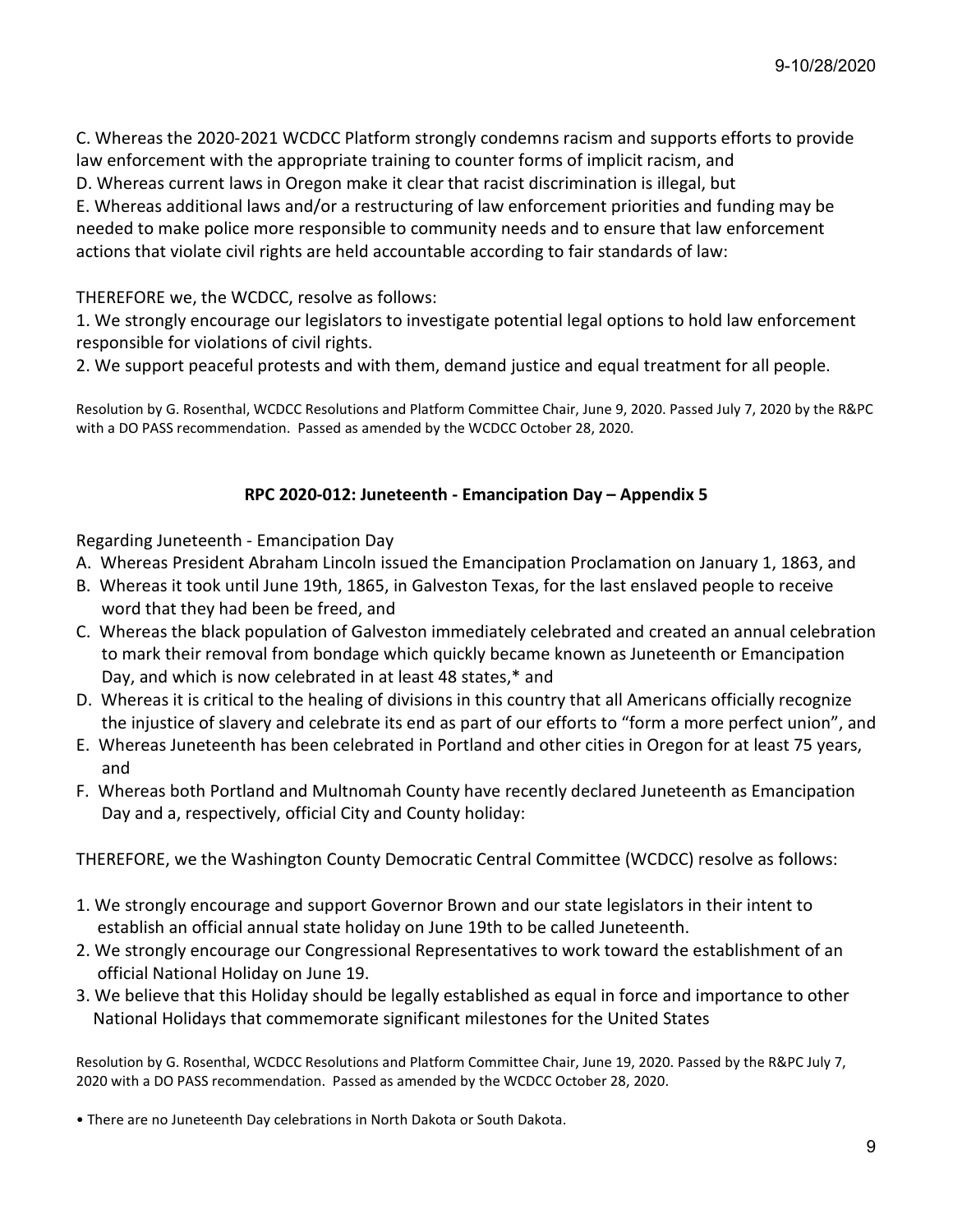C. Whereas the 2020-2021 WCDCC Platform strongly condemns racism and supports efforts to provide law enforcement with the appropriate training to counter forms of implicit racism, and
D. Whereas current laws in Oregon make it clear that racist discrimination is illegal, but
E. Whereas additional laws and/or a restructuring of law enforcement priorities and funding may be needed to make police more responsible to community needs and to ensure that law enforcement actions that violate civil rights are held accountable according to fair standards of law:

THEREFORE we, the WCDCC, resolve as follows:
1. We strongly encourage our legislators to investigate potential legal options to hold law enforcement responsible for violations of civil rights.
2. We support peaceful protests and with them, demand justice and equal treatment for all people.

Resolution by G. Rosenthal, WCDCC Resolutions and Platform Committee Chair, June 9, 2020. Passed July 7, 2020 by the R&PC with a DO PASS recommendation. Passed as amended by the WCDCC October 28, 2020.

### RPC 2020-012: Juneteenth - Emancipation Day – Appendix 5

Regarding Juneteenth - Emancipation Day

A. Whereas President Abraham Lincoln issued the Emancipation Proclamation on January 1, 1863, and
B. Whereas it took until June 19th, 1865, in Galveston Texas, for the last enslaved people to receive word that they had been be freed, and
C. Whereas the black population of Galveston immediately celebrated and created an annual celebration to mark their removal from bondage which quickly became known as Juneteenth or Emancipation Day, and which is now celebrated in at least 48 states,* and
D. Whereas it is critical to the healing of divisions in this country that all Americans officially recognize the injustice of slavery and celebrate its end as part of our efforts to "form a more perfect union", and
E. Whereas Juneteenth has been celebrated in Portland and other cities in Oregon for at least 75 years, and
F. Whereas both Portland and Multnomah County have recently declared Juneteenth as Emancipation Day and a, respectively, official City and County holiday:

THEREFORE, we the Washington County Democratic Central Committee (WCDCC) resolve as follows:

1. We strongly encourage and support Governor Brown and our state legislators in their intent to establish an official annual state holiday on June 19th to be called Juneteenth.
2. We strongly encourage our Congressional Representatives to work toward the establishment of an official National Holiday on June 19.
3. We believe that this Holiday should be legally established as equal in force and importance to other National Holidays that commemorate significant milestones for the United States

Resolution by G. Rosenthal, WCDCC Resolutions and Platform Committee Chair, June 19, 2020. Passed by the R&PC July 7, 2020 with a DO PASS recommendation. Passed as amended by the WCDCC October 28, 2020.

• There are no Juneteenth Day celebrations in North Dakota or South Dakota.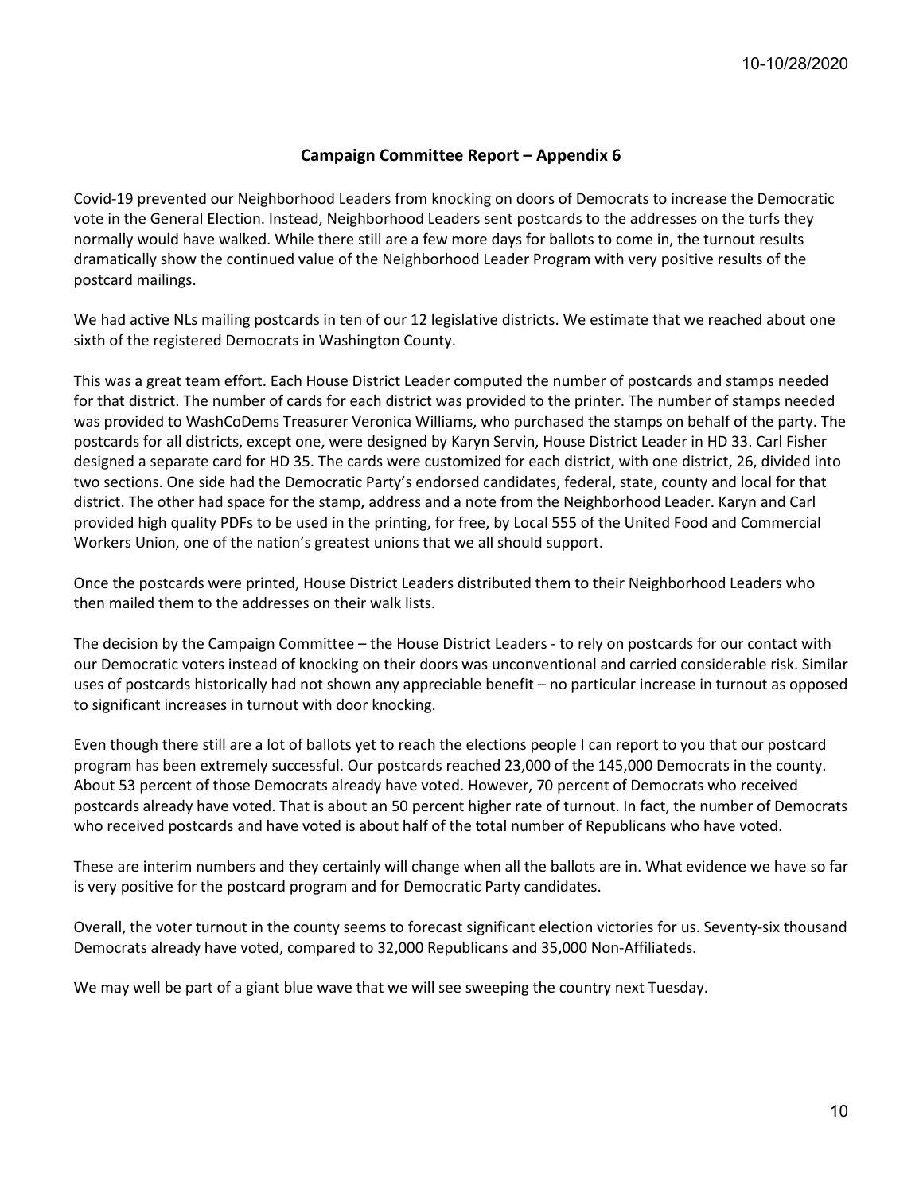10-10/28/2020

## Campaign Committee Report – Appendix 6

Covid-19 prevented our Neighborhood Leaders from knocking on doors of Democrats to increase the Democratic vote in the General Election. Instead, Neighborhood Leaders sent postcards to the addresses on the turfs they normally would have walked. While there still are a few more days for ballots to come in, the turnout results dramatically show the continued value of the Neighborhood Leader Program with very positive results of the postcard mailings.

We had active NLs mailing postcards in ten of our 12 legislative districts. We estimate that we reached about one sixth of the registered Democrats in Washington County.

This was a great team effort. Each House District Leader computed the number of postcards and stamps needed for that district. The number of cards for each district was provided to the printer. The number of stamps needed was provided to WashCoDems Treasurer Veronica Williams, who purchased the stamps on behalf of the party. The postcards for all districts, except one, were designed by Karyn Servin, House District Leader in HD 33. Carl Fisher designed a separate card for HD 35. The cards were customized for each district, with one district, 26, divided into two sections. One side had the Democratic Party's endorsed candidates, federal, state, county and local for that district. The other had space for the stamp, address and a note from the Neighborhood Leader. Karyn and Carl provided high quality PDFs to be used in the printing, for free, by Local 555 of the United Food and Commercial Workers Union, one of the nation's greatest unions that we all should support.

Once the postcards were printed, House District Leaders distributed them to their Neighborhood Leaders who then mailed them to the addresses on their walk lists.

The decision by the Campaign Committee – the House District Leaders - to rely on postcards for our contact with our Democratic voters instead of knocking on their doors was unconventional and carried considerable risk. Similar uses of postcards historically had not shown any appreciable benefit – no particular increase in turnout as opposed to significant increases in turnout with door knocking.

Even though there still are a lot of ballots yet to reach the elections people I can report to you that our postcard program has been extremely successful. Our postcards reached 23,000 of the 145,000 Democrats in the county. About 53 percent of those Democrats already have voted. However, 70 percent of Democrats who received postcards already have voted. That is about an 50 percent higher rate of turnout. In fact, the number of Democrats who received postcards and have voted is about half of the total number of Republicans who have voted.

These are interim numbers and they certainly will change when all the ballots are in. What evidence we have so far is very positive for the postcard program and for Democratic Party candidates.

Overall, the voter turnout in the county seems to forecast significant election victories for us. Seventy-six thousand Democrats already have voted, compared to 32,000 Republicans and 35,000 Non-Affiliateds.

We may well be part of a giant blue wave that we will see sweeping the country next Tuesday.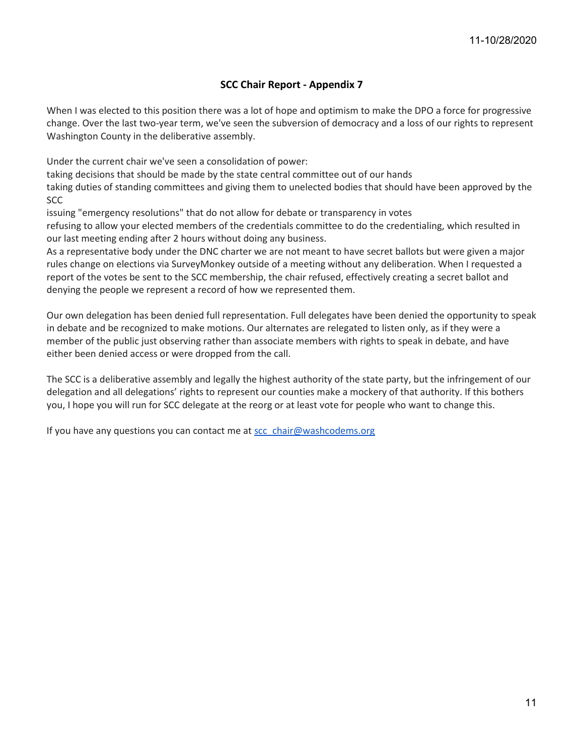## SCC Chair Report - Appendix 7

When I was elected to this position there was a lot of hope and optimism to make the DPO a force for progressive change. Over the last two-year term, we've seen the subversion of democracy and a loss of our rights to represent Washington County in the deliberative assembly.

Under the current chair we've seen a consolidation of power:
taking decisions that should be made by the state central committee out of our hands
taking duties of standing committees and giving them to unelected bodies that should have been approved by the SCC
issuing "emergency resolutions" that do not allow for debate or transparency in votes
refusing to allow your elected members of the credentials committee to do the credentialing, which resulted in our last meeting ending after 2 hours without doing any business.
As a representative body under the DNC charter we are not meant to have secret ballots but were given a major rules change on elections via SurveyMonkey outside of a meeting without any deliberation. When I requested a report of the votes be sent to the SCC membership, the chair refused, effectively creating a secret ballot and denying the people we represent a record of how we represented them.

Our own delegation has been denied full representation. Full delegates have been denied the opportunity to speak in debate and be recognized to make motions. Our alternates are relegated to listen only, as if they were a member of the public just observing rather than associate members with rights to speak in debate, and have either been denied access or were dropped from the call.

The SCC is a deliberative assembly and legally the highest authority of the state party, but the infringement of our delegation and all delegations' rights to represent our counties make a mockery of that authority. If this bothers you, I hope you will run for SCC delegate at the reorg or at least vote for people who want to change this.

If you have any questions you can contact me at scc_chair@washcodems.org